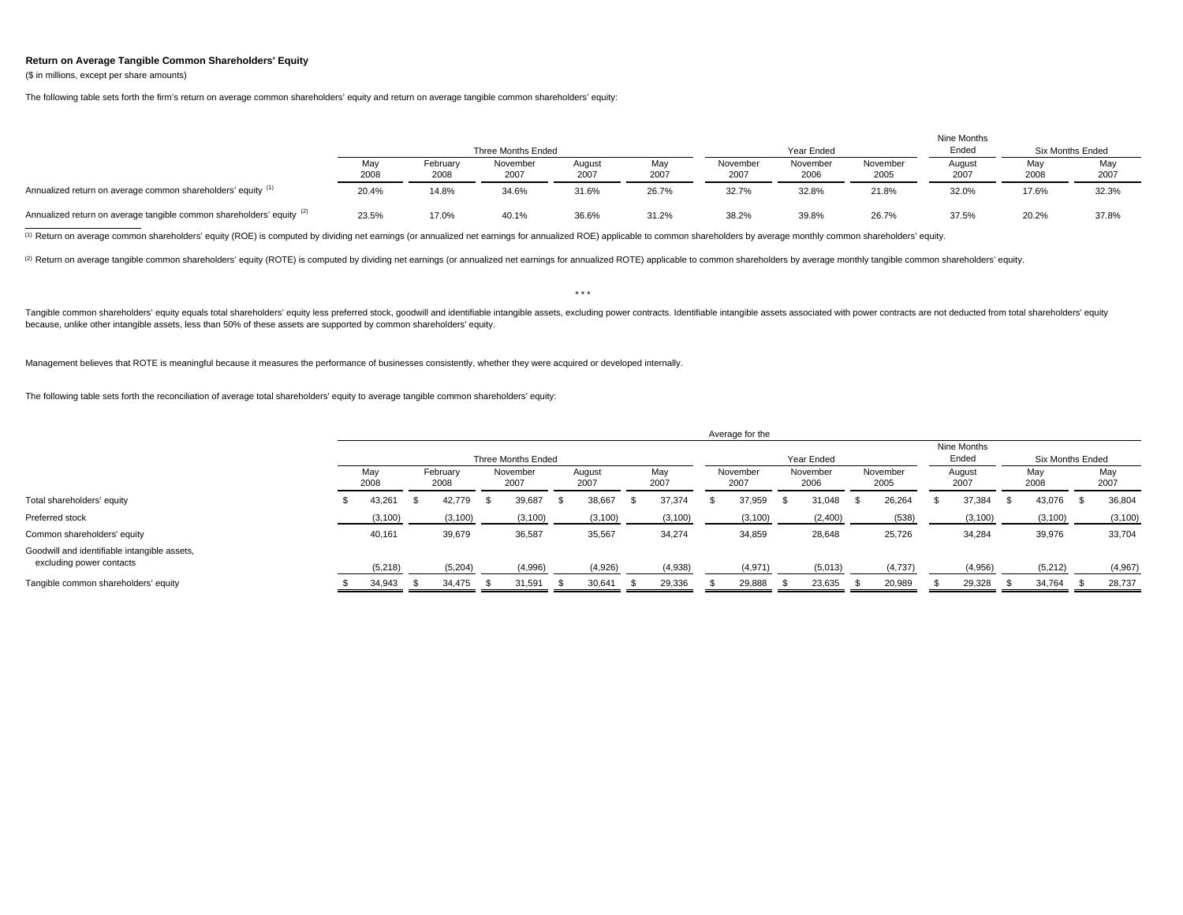### Return on Average Tangible Common Shareholders' Equity

($ in millions, except per share amounts)

The following table sets forth the firm's return on average common shareholders' equity and return on average tangible common shareholders' equity:

| | Three Months Ended | | | | | Year Ended | | | Nine Months Ended | Six Months Ended | |
|---|---|---|---|---|---|---|---|---|---|---|---|
| | May 2008 | February 2008 | November 2007 | August 2007 | May 2007 | November 2007 | November 2006 | November 2005 | August 2007 | May 2008 | May 2007 |
| Annualized return on average common shareholders' equity [1] | 20.4% | 14.8% | 34.6% | 31.6% | 26.7% | 32.7% | 32.8% | 21.8% | 32.0% | 17.6% | 32.3% |
| Annualized return on average tangible common shareholders' equity [2] | 23.5% | 17.0% | 40.1% | 36.6% | 31.2% | 38.2% | 39.8% | 26.7% | 37.5% | 20.2% | 37.8% |

[1] Return on average common shareholders' equity (ROE) is computed by dividing net earnings (or annualized net earnings for annualized ROE) applicable to common shareholders by average monthly common shareholders' equity.

[2] Return on average tangible common shareholders' equity (ROTE) is computed by dividing net earnings (or annualized net earnings for annualized ROTE) applicable to common shareholders by average monthly tangible common shareholders' equity.

\* \* \*

Tangible common shareholders' equity equals total shareholders' equity less preferred stock, goodwill and identifiable intangible assets, excluding power contracts. Identifiable intangible assets associated with power contracts are not deducted from total shareholders' equity because, unlike other intangible assets, less than 50% of these assets are supported by common shareholders' equity.

Management believes that ROTE is meaningful because it measures the performance of businesses consistently, whether they were acquired or developed internally.

The following table sets forth the reconciliation of average total shareholders' equity to average tangible common shareholders' equity:

| | Average for the | | | | | | | | | | |
|---|---|---|---|---|---|---|---|---|---|---|---|
| | Three Months Ended | | | | | Year Ended | | | Nine Months Ended | Six Months Ended | |
| | May 2008 | February 2008 | November 2007 | August 2007 | May 2007 | November 2007 | November 2006 | November 2005 | August 2007 | May 2008 | May 2007 |
| Total shareholders' equity | $ 43,261 | $ 42,779 | $ 39,687 | $ 38,667 | $ 37,374 | $ 37,959 | $ 31,048 | $ 26,264 | $ 37,384 | $ 43,076 | $ 36,804 |
| Preferred stock | (3,100) | (3,100) | (3,100) | (3,100) | (3,100) | (3,100) | (2,400) | (538) | (3,100) | (3,100) | (3,100) |
| Common shareholders' equity | 40,161 | 39,679 | 36,587 | 35,567 | 34,274 | 34,859 | 28,648 | 25,726 | 34,284 | 39,976 | 33,704 |
| Goodwill and identifiable intangible assets, excluding power contacts | (5,218) | (5,204) | (4,996) | (4,926) | (4,938) | (4,971) | (5,013) | (4,737) | (4,956) | (5,212) | (4,967) |
| Tangible common shareholders' equity | $ 34,943 | $ 34,475 | $ 31,591 | $ 30,641 | $ 29,336 | $ 29,888 | $ 23,635 | $ 20,989 | $ 29,328 | $ 34,764 | $ 28,737 |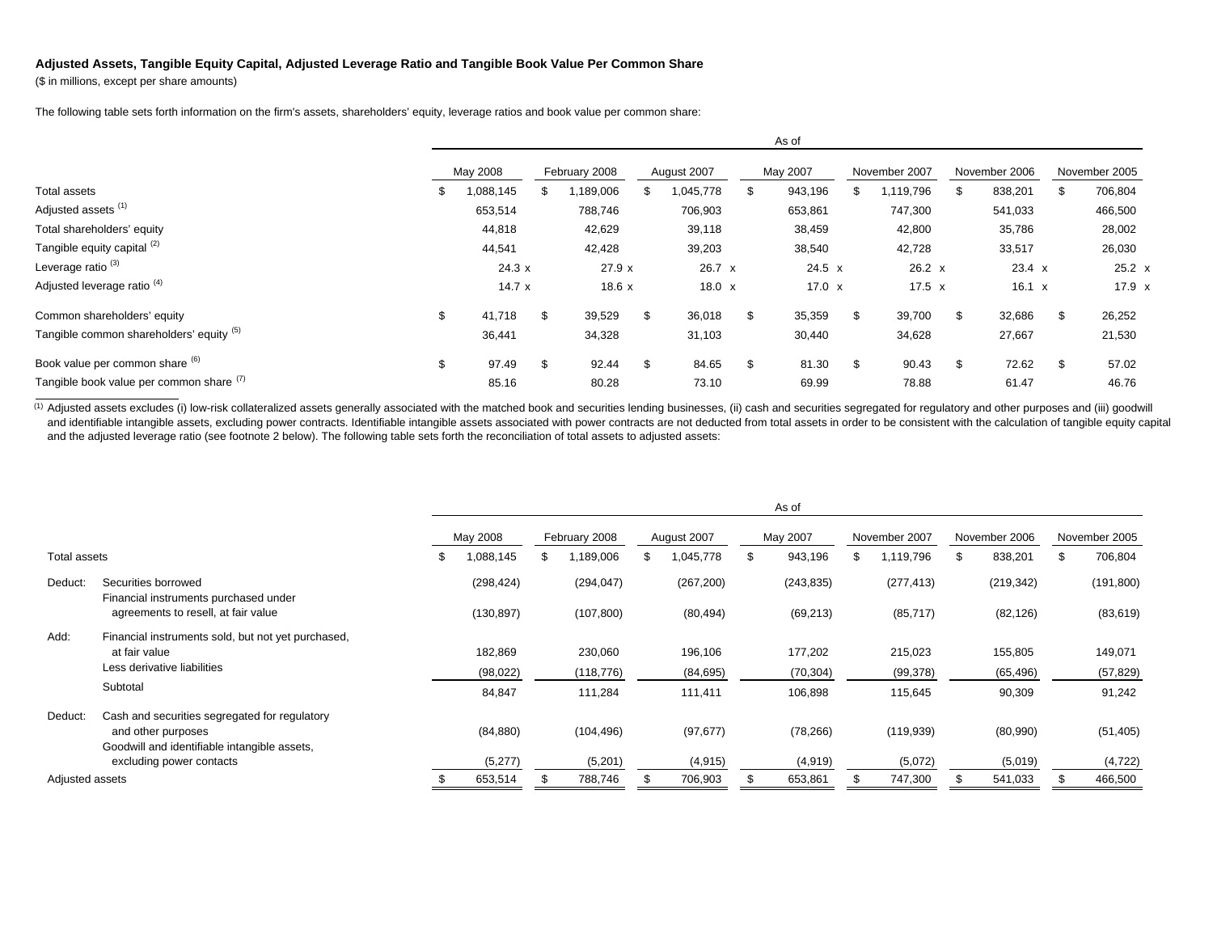**Adjusted Assets, Tangible Equity Capital, Adjusted Leverage Ratio and Tangible Book Value Per Common Share**

($ in millions, except per share amounts)

The following table sets forth information on the firm's assets, shareholders' equity, leverage ratios and book value per common share:

| | As of | | | | | | |
|---|---|---|---|---|---|---|---|
| | May 2008 | February 2008 | August 2007 | May 2007 | November 2007 | November 2006 | November 2005 |
| Total assets | $ 1,088,145 | $ 1,189,006 | $ 1,045,778 | $ 943,196 | $ 1,119,796 | $ 838,201 | $ 706,804 |
| Adjusted assets [1] | 653,514 | 788,746 | 706,903 | 653,861 | 747,300 | 541,033 | 466,500 |
| Total shareholders' equity | 44,818 | 42,629 | 39,118 | 38,459 | 42,800 | 35,786 | 28,002 |
| Tangible equity capital [2] | 44,541 | 42,428 | 39,203 | 38,540 | 42,728 | 33,517 | 26,030 |
| Leverage ratio [3] | 24.3 x | 27.9 x | 26.7 x | 24.5 x | 26.2 x | 23.4 x | 25.2 x |
| Adjusted leverage ratio [4] | 14.7 x | 18.6 x | 18.0 x | 17.0 x | 17.5 x | 16.1 x | 17.9 x |
| Common shareholders' equity | $ 41,718 | $ 39,529 | $ 36,018 | $ 35,359 | $ 39,700 | $ 32,686 | $ 26,252 |
| Tangible common shareholders' equity [5] | 36,441 | 34,328 | 31,103 | 30,440 | 34,628 | 27,667 | 21,530 |
| Book value per common share [6] | $ 97.49 | $ 92.44 | $ 84.65 | $ 81.30 | $ 90.43 | $ 72.62 | $ 57.02 |
| Tangible book value per common share [7] | 85.16 | 80.28 | 73.10 | 69.99 | 78.88 | 61.47 | 46.76 |

[1] Adjusted assets excludes (i) low-risk collateralized assets generally associated with the matched book and securities lending businesses, (ii) cash and securities segregated for regulatory and other purposes and (iii) goodwill and identifiable intangible assets, excluding power contracts. Identifiable intangible assets associated with power contracts are not deducted from total assets in order to be consistent with the calculation of tangible equity capital and the adjusted leverage ratio (see footnote 2 below). The following table sets forth the reconciliation of total assets to adjusted assets:

| | | As of | | | | | | |
|---|---|---|---|---|---|---|---|---|
| | | May 2008 | February 2008 | August 2007 | May 2007 | November 2007 | November 2006 | November 2005 |
| Total assets | | $ 1,088,145 | $ 1,189,006 | $ 1,045,778 | $ 943,196 | $ 1,119,796 | $ 838,201 | $ 706,804 |
| Deduct: | Securities borrowed | (298,424) | (294,047) | (267,200) | (243,835) | (277,413) | (219,342) | (191,800) |
| | Financial instruments purchased under agreements to resell, at fair value | (130,897) | (107,800) | (80,494) | (69,213) | (85,717) | (82,126) | (83,619) |
| Add: | Financial instruments sold, but not yet purchased, at fair value | 182,869 | 230,060 | 196,106 | 177,202 | 215,023 | 155,805 | 149,071 |
| | Less derivative liabilities | (98,022) | (118,776) | (84,695) | (70,304) | (99,378) | (65,496) | (57,829) |
| | Subtotal | 84,847 | 111,284 | 111,411 | 106,898 | 115,645 | 90,309 | 91,242 |
| Deduct: | Cash and securities segregated for regulatory and other purposes | (84,880) | (104,496) | (97,677) | (78,266) | (119,939) | (80,990) | (51,405) |
| | Goodwill and identifiable intangible assets, excluding power contacts | (5,277) | (5,201) | (4,915) | (4,919) | (5,072) | (5,019) | (4,722) |
| Adjusted assets | | $ 653,514 | $ 788,746 | $ 706,903 | $ 653,861 | $ 747,300 | $ 541,033 | $ 466,500 |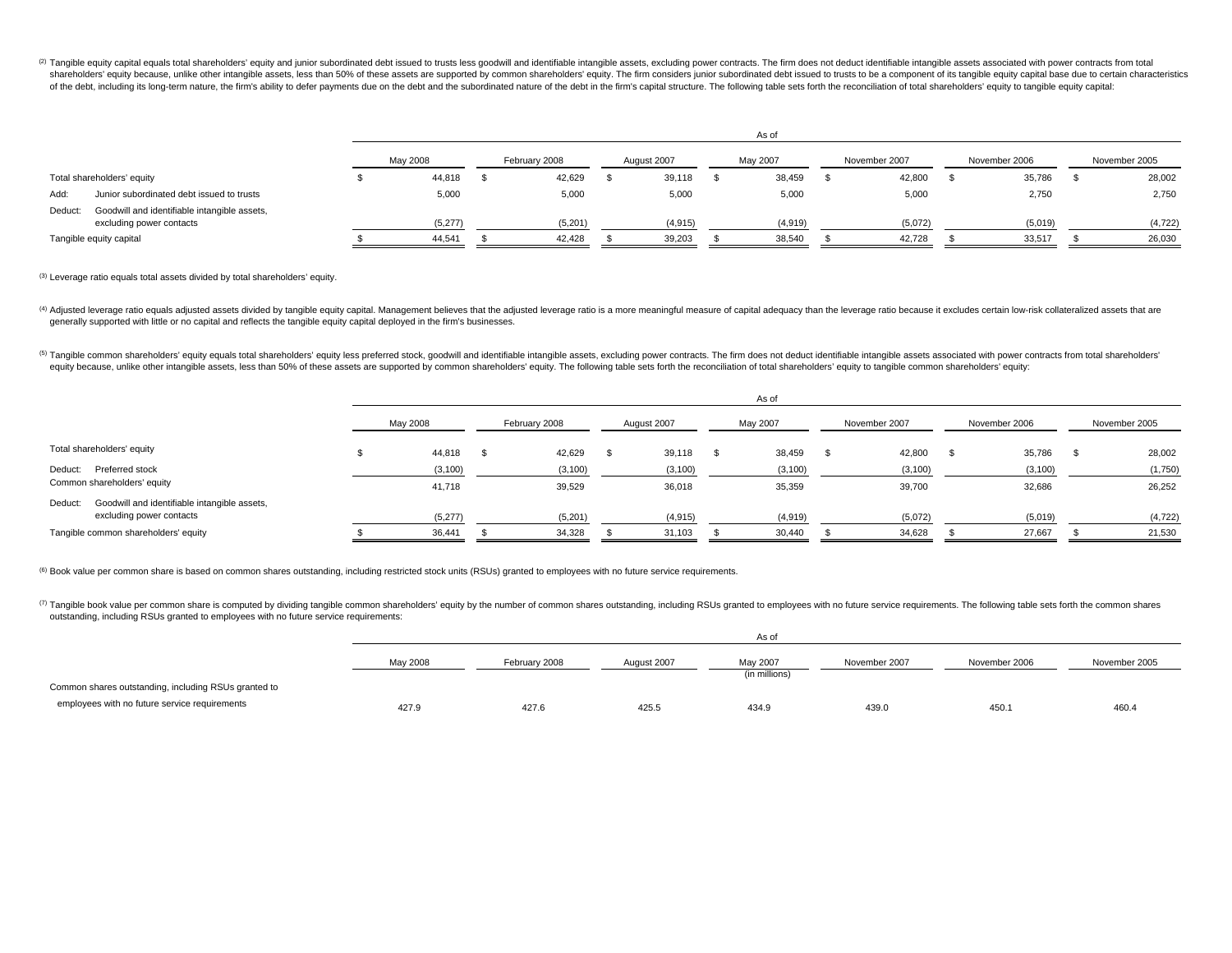(2) Tangible equity capital equals total shareholders' equity and junior subordinated debt issued to trusts less goodwill and identifiable intangible assets, excluding power contracts. The firm does not deduct identifiable intangible assets associated with power contracts from total shareholders' equity because, unlike other intangible assets, less than 50% of these assets are supported by common shareholders' equity. The firm considers junior subordinated debt issued to trusts to be a component of its tangible equity capital base due to certain characteristics of the debt, including its long-term nature, the firm's ability to defer payments due on the debt and the subordinated nature of the debt in the firm's capital structure. The following table sets forth the reconciliation of total shareholders' equity to tangible equity capital:

| | As of | | | | | | |
|---|---|---|---|---|---|---|---|
| | May 2008 | February 2008 | August 2007 | May 2007 | November 2007 | November 2006 | November 2005 |
| Total shareholders' equity | $ 44,818 | $ 42,629 | $ 39,118 | $ 38,459 | $ 42,800 | $ 35,786 | $ 28,002 |
| Add: Junior subordinated debt issued to trusts | 5,000 | 5,000 | 5,000 | 5,000 | 5,000 | 2,750 | 2,750 |
| Deduct: Goodwill and identifiable intangible assets, excluding power contacts | (5,277) | (5,201) | (4,915) | (4,919) | (5,072) | (5,019) | (4,722) |
| Tangible equity capital | $ 44,541 | $ 42,428 | $ 39,203 | $ 38,540 | $ 42,728 | $ 33,517 | $ 26,030 |

(3) Leverage ratio equals total assets divided by total shareholders' equity.

(4) Adjusted leverage ratio equals adjusted assets divided by tangible equity capital. Management believes that the adjusted leverage ratio is a more meaningful measure of capital adequacy than the leverage ratio because it excludes certain low-risk collateralized assets that are generally supported with little or no capital and reflects the tangible equity capital deployed in the firm's businesses.

(5) Tangible common shareholders' equity equals total shareholders' equity less preferred stock, goodwill and identifiable intangible assets, excluding power contracts. The firm does not deduct identifiable intangible assets associated with power contracts from total shareholders' equity because, unlike other intangible assets, less than 50% of these assets are supported by common shareholders' equity. The following table sets forth the reconciliation of total shareholders' equity to tangible common shareholders' equity:

| | As of | | | | | | |
|---|---|---|---|---|---|---|---|
| | May 2008 | February 2008 | August 2007 | May 2007 | November 2007 | November 2006 | November 2005 |
| Total shareholders' equity | $ 44,818 | $ 42,629 | $ 39,118 | $ 38,459 | $ 42,800 | $ 35,786 | $ 28,002 |
| Deduct: Preferred stock | (3,100) | (3,100) | (3,100) | (3,100) | (3,100) | (3,100) | (1,750) |
| Common shareholders' equity | 41,718 | 39,529 | 36,018 | 35,359 | 39,700 | 32,686 | 26,252 |
| Deduct: Goodwill and identifiable intangible assets, excluding power contacts | (5,277) | (5,201) | (4,915) | (4,919) | (5,072) | (5,019) | (4,722) |
| Tangible common shareholders' equity | $ 36,441 | $ 34,328 | $ 31,103 | $ 30,440 | $ 34,628 | $ 27,667 | $ 21,530 |

(6) Book value per common share is based on common shares outstanding, including restricted stock units (RSUs) granted to employees with no future service requirements.

(7) Tangible book value per common share is computed by dividing tangible common shareholders' equity by the number of common shares outstanding, including RSUs granted to employees with no future service requirements. The following table sets forth the common shares outstanding, including RSUs granted to employees with no future service requirements:

| | As of | | | | | | |
|---|---|---|---|---|---|---|---|
| | May 2008 | February 2008 | August 2007 | May 2007 | November 2007 | November 2006 | November 2005 |
| | | | | (in millions) | | | |
| Common shares outstanding, including RSUs granted to employees with no future service requirements | 427.9 | 427.6 | 425.5 | 434.9 | 439.0 | 450.1 | 460.4 |